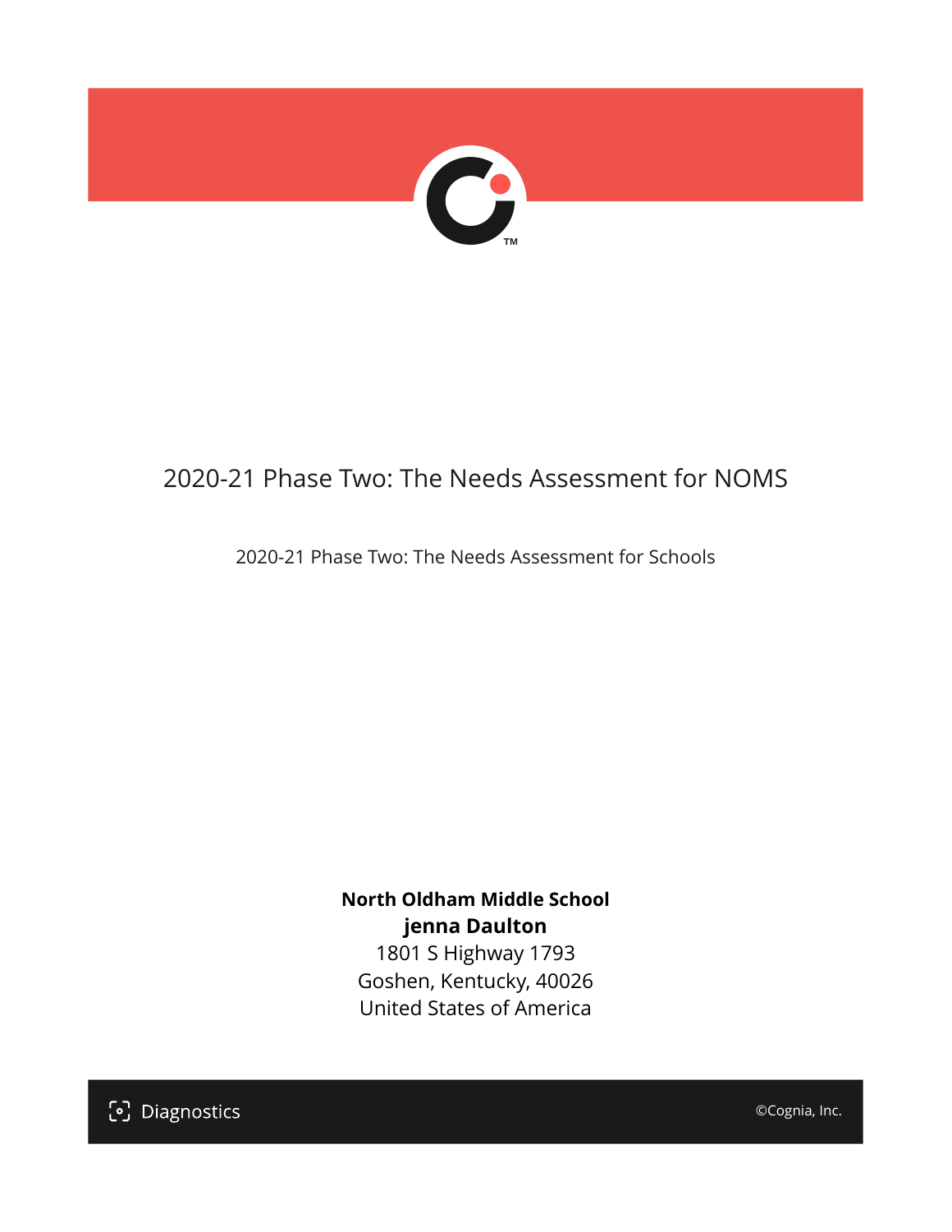# 2020-21 Phase Two: The Needs Assessment for NOMS

2020-21 Phase Two: The Needs Assessment for Schools

**North Oldham Middle School**
**jenna Daulton**
1801 S Highway 1793
Goshen, Kentucky, 40026
United States of America

Diagnostics

©Cognia, Inc.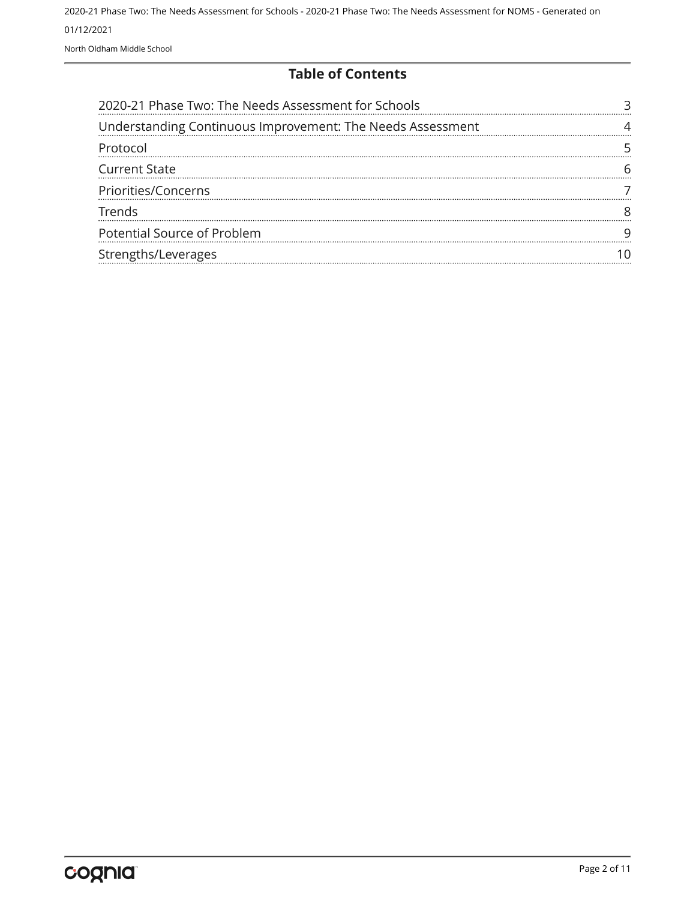## Table of Contents

| | |
|---|---|
| 2020-21 Phase Two: The Needs Assessment for Schools | 3 |
| Understanding Continuous Improvement: The Needs Assessment | 4 |
| Protocol | 5 |
| Current State | 6 |
| Priorities/Concerns | 7 |
| Trends | 8 |
| Potential Source of Problem | 9 |
| Strengths/Leverages | 10 |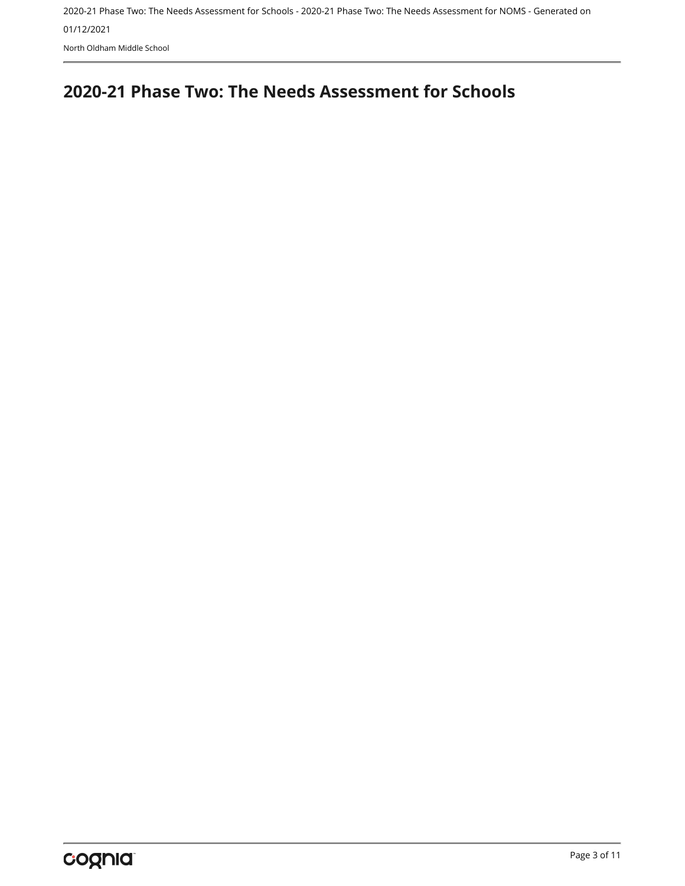# 2020-21 Phase Two: The Needs Assessment for Schools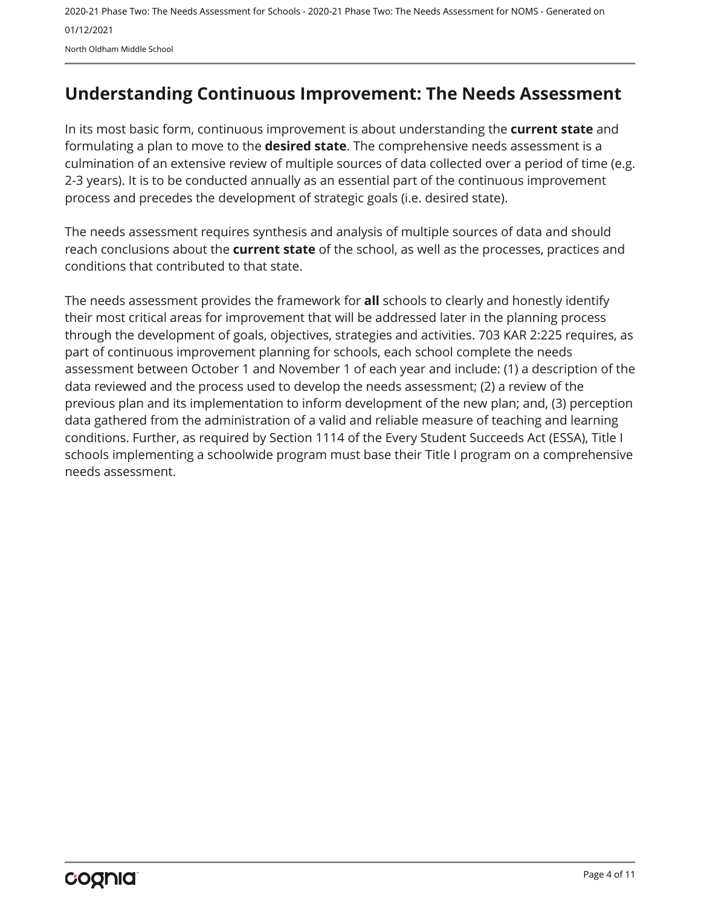# Understanding Continuous Improvement: The Needs Assessment

In its most basic form, continuous improvement is about understanding the **current state** and formulating a plan to move to the **desired state**. The comprehensive needs assessment is a culmination of an extensive review of multiple sources of data collected over a period of time (e.g. 2-3 years). It is to be conducted annually as an essential part of the continuous improvement process and precedes the development of strategic goals (i.e. desired state).

The needs assessment requires synthesis and analysis of multiple sources of data and should reach conclusions about the **current state** of the school, as well as the processes, practices and conditions that contributed to that state.

The needs assessment provides the framework for **all** schools to clearly and honestly identify their most critical areas for improvement that will be addressed later in the planning process through the development of goals, objectives, strategies and activities. 703 KAR 2:225 requires, as part of continuous improvement planning for schools, each school complete the needs assessment between October 1 and November 1 of each year and include: (1) a description of the data reviewed and the process used to develop the needs assessment; (2) a review of the previous plan and its implementation to inform development of the new plan; and, (3) perception data gathered from the administration of a valid and reliable measure of teaching and learning conditions. Further, as required by Section 1114 of the Every Student Succeeds Act (ESSA), Title I schools implementing a schoolwide program must base their Title I program on a comprehensive needs assessment.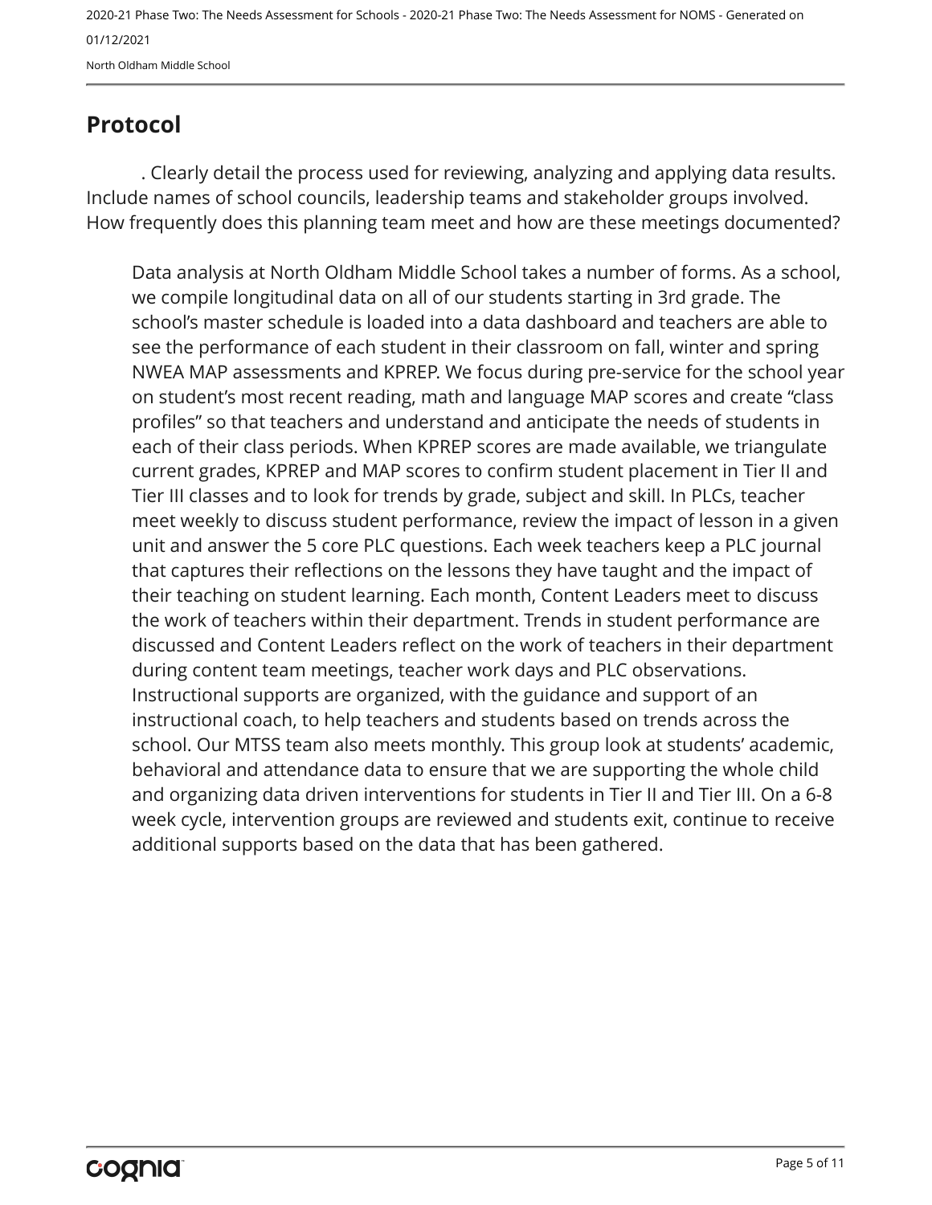## Protocol

. Clearly detail the process used for reviewing, analyzing and applying data results. Include names of school councils, leadership teams and stakeholder groups involved. How frequently does this planning team meet and how are these meetings documented?

Data analysis at North Oldham Middle School takes a number of forms. As a school, we compile longitudinal data on all of our students starting in 3rd grade. The school's master schedule is loaded into a data dashboard and teachers are able to see the performance of each student in their classroom on fall, winter and spring NWEA MAP assessments and KPREP. We focus during pre-service for the school year on student's most recent reading, math and language MAP scores and create "class profiles" so that teachers and understand and anticipate the needs of students in each of their class periods. When KPREP scores are made available, we triangulate current grades, KPREP and MAP scores to confirm student placement in Tier II and Tier III classes and to look for trends by grade, subject and skill. In PLCs, teacher meet weekly to discuss student performance, review the impact of lesson in a given unit and answer the 5 core PLC questions. Each week teachers keep a PLC journal that captures their reflections on the lessons they have taught and the impact of their teaching on student learning. Each month, Content Leaders meet to discuss the work of teachers within their department. Trends in student performance are discussed and Content Leaders reflect on the work of teachers in their department during content team meetings, teacher work days and PLC observations. Instructional supports are organized, with the guidance and support of an instructional coach, to help teachers and students based on trends across the school. Our MTSS team also meets monthly. This group look at students' academic, behavioral and attendance data to ensure that we are supporting the whole child and organizing data driven interventions for students in Tier II and Tier III. On a 6-8 week cycle, intervention groups are reviewed and students exit, continue to receive additional supports based on the data that has been gathered.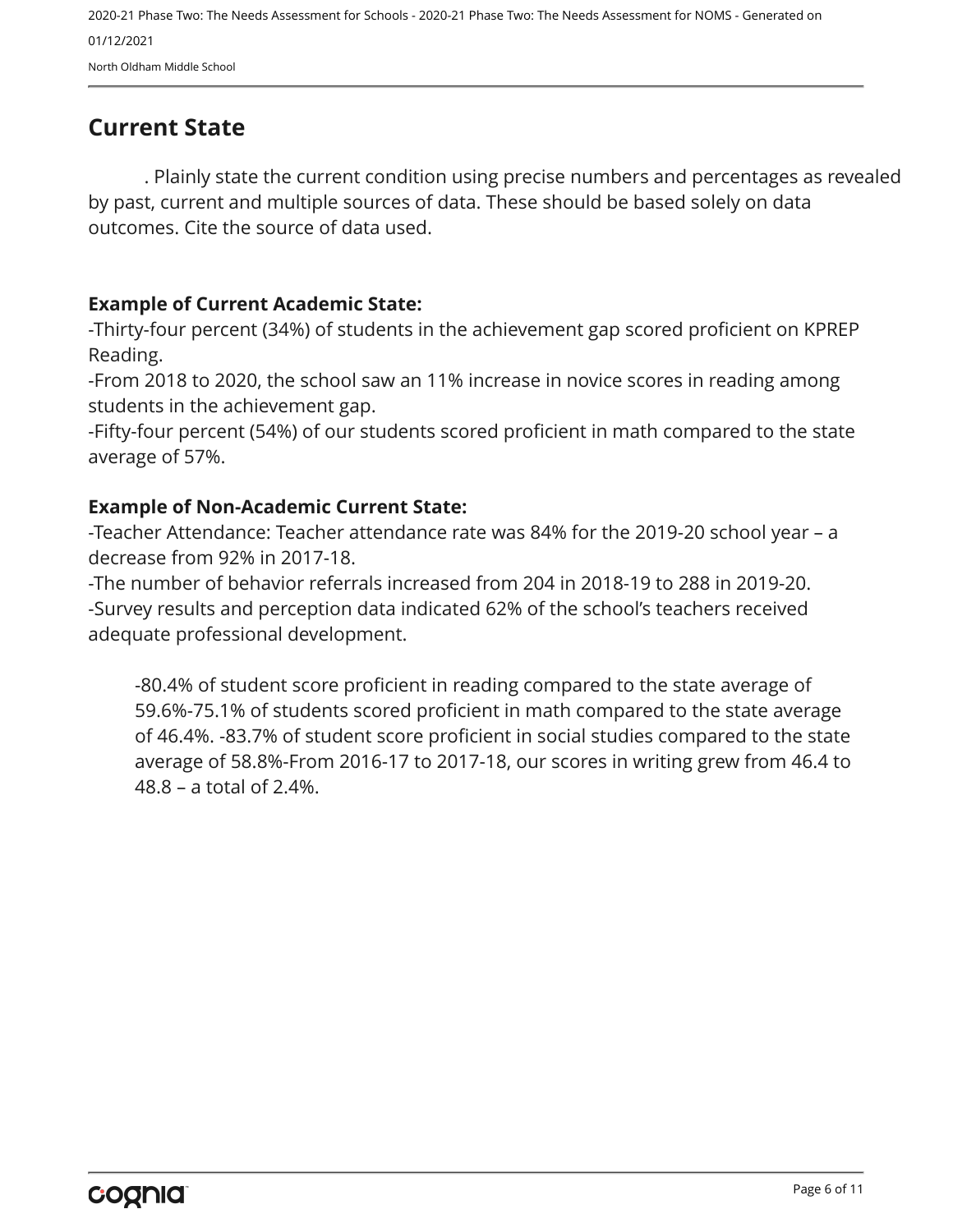## Current State

. Plainly state the current condition using precise numbers and percentages as revealed by past, current and multiple sources of data. These should be based solely on data outcomes. Cite the source of data used.

**Example of Current Academic State:**

-Thirty-four percent (34%) of students in the achievement gap scored proficient on KPREP Reading.

-From 2018 to 2020, the school saw an 11% increase in novice scores in reading among students in the achievement gap.

-Fifty-four percent (54%) of our students scored proficient in math compared to the state average of 57%.

**Example of Non-Academic Current State:**

-Teacher Attendance: Teacher attendance rate was 84% for the 2019-20 school year – a decrease from 92% in 2017-18.

-The number of behavior referrals increased from 204 in 2018-19 to 288 in 2019-20.

-Survey results and perception data indicated 62% of the school's teachers received adequate professional development.

> -80.4% of student score proficient in reading compared to the state average of 59.6%-75.1% of students scored proficient in math compared to the state average of 46.4%. -83.7% of student score proficient in social studies compared to the state average of 58.8%-From 2016-17 to 2017-18, our scores in writing grew from 46.4 to 48.8 – a total of 2.4%.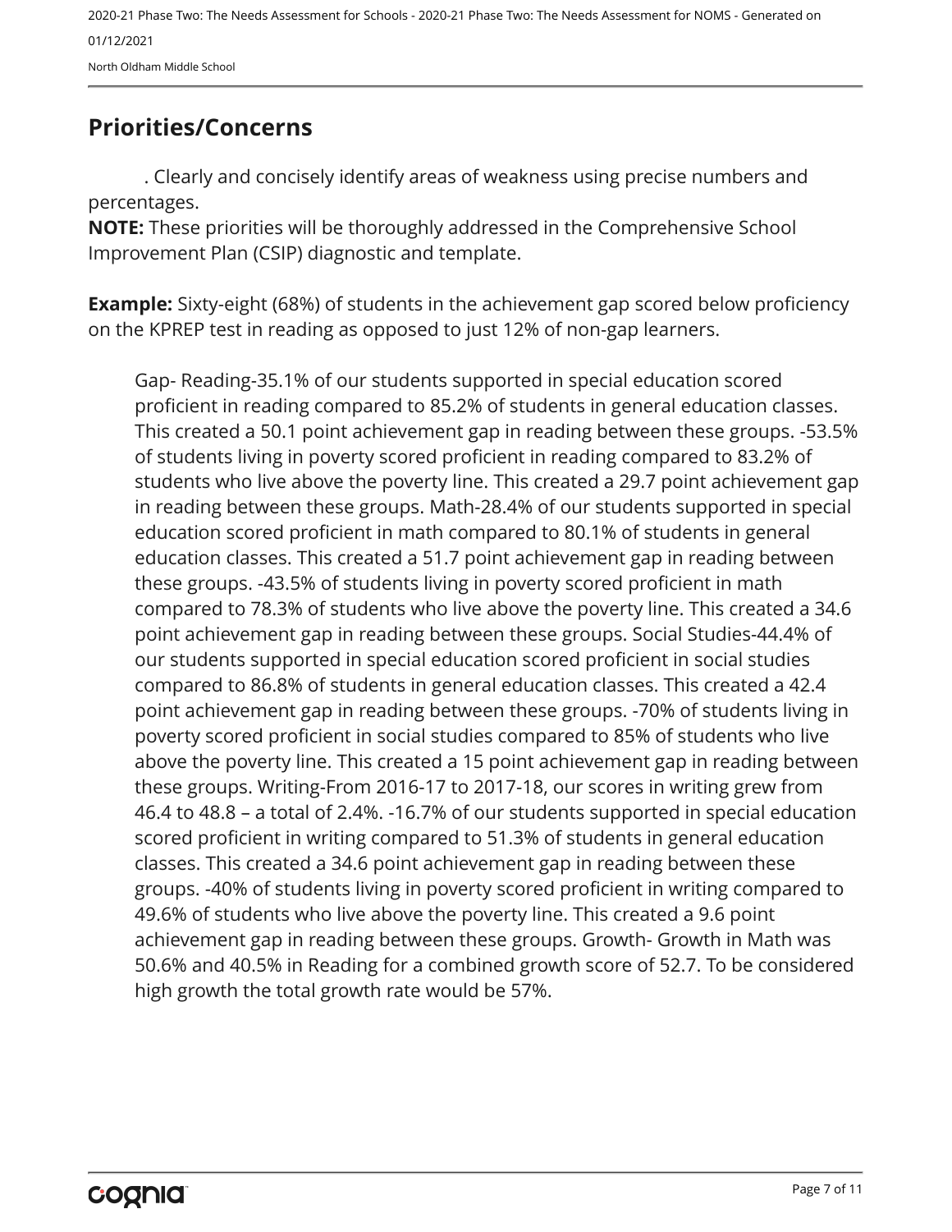## Priorities/Concerns

. Clearly and concisely identify areas of weakness using precise numbers and percentages.

**NOTE:** These priorities will be thoroughly addressed in the Comprehensive School Improvement Plan (CSIP) diagnostic and template.

**Example:** Sixty-eight (68%) of students in the achievement gap scored below proficiency on the KPREP test in reading as opposed to just 12% of non-gap learners.

Gap- Reading-35.1% of our students supported in special education scored proficient in reading compared to 85.2% of students in general education classes. This created a 50.1 point achievement gap in reading between these groups. -53.5% of students living in poverty scored proficient in reading compared to 83.2% of students who live above the poverty line. This created a 29.7 point achievement gap in reading between these groups. Math-28.4% of our students supported in special education scored proficient in math compared to 80.1% of students in general education classes. This created a 51.7 point achievement gap in reading between these groups. -43.5% of students living in poverty scored proficient in math compared to 78.3% of students who live above the poverty line. This created a 34.6 point achievement gap in reading between these groups. Social Studies-44.4% of our students supported in special education scored proficient in social studies compared to 86.8% of students in general education classes. This created a 42.4 point achievement gap in reading between these groups. -70% of students living in poverty scored proficient in social studies compared to 85% of students who live above the poverty line. This created a 15 point achievement gap in reading between these groups. Writing-From 2016-17 to 2017-18, our scores in writing grew from 46.4 to 48.8 – a total of 2.4%. -16.7% of our students supported in special education scored proficient in writing compared to 51.3% of students in general education classes. This created a 34.6 point achievement gap in reading between these groups. -40% of students living in poverty scored proficient in writing compared to 49.6% of students who live above the poverty line. This created a 9.6 point achievement gap in reading between these groups. Growth- Growth in Math was 50.6% and 40.5% in Reading for a combined growth score of 52.7. To be considered high growth the total growth rate would be 57%.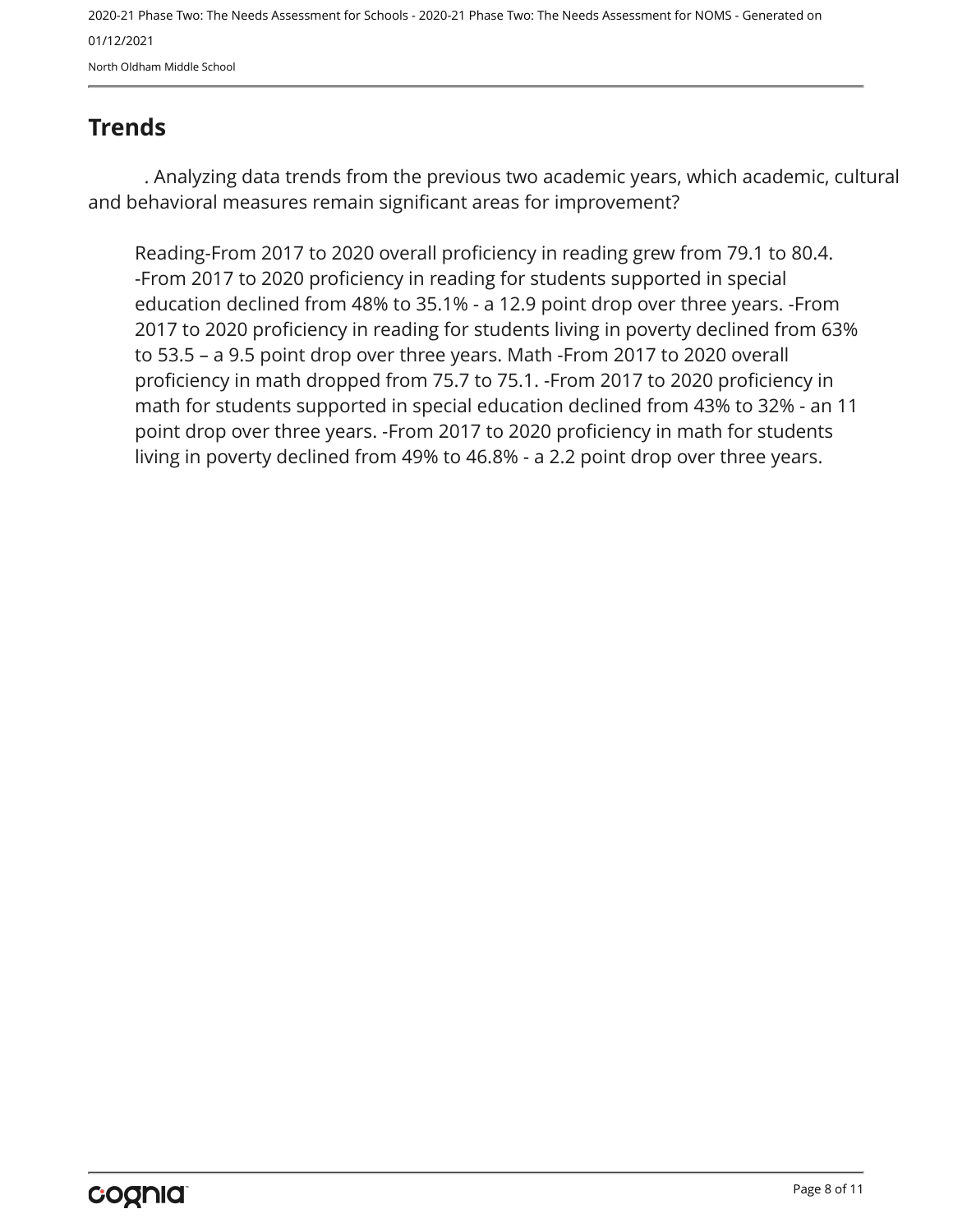## Trends

. Analyzing data trends from the previous two academic years, which academic, cultural and behavioral measures remain significant areas for improvement?

Reading-From 2017 to 2020 overall proficiency in reading grew from 79.1 to 80.4. -From 2017 to 2020 proficiency in reading for students supported in special education declined from 48% to 35.1% - a 12.9 point drop over three years. -From 2017 to 2020 proficiency in reading for students living in poverty declined from 63% to 53.5 – a 9.5 point drop over three years. Math -From 2017 to 2020 overall proficiency in math dropped from 75.7 to 75.1. -From 2017 to 2020 proficiency in math for students supported in special education declined from 43% to 32% - an 11 point drop over three years. -From 2017 to 2020 proficiency in math for students living in poverty declined from 49% to 46.8% - a 2.2 point drop over three years.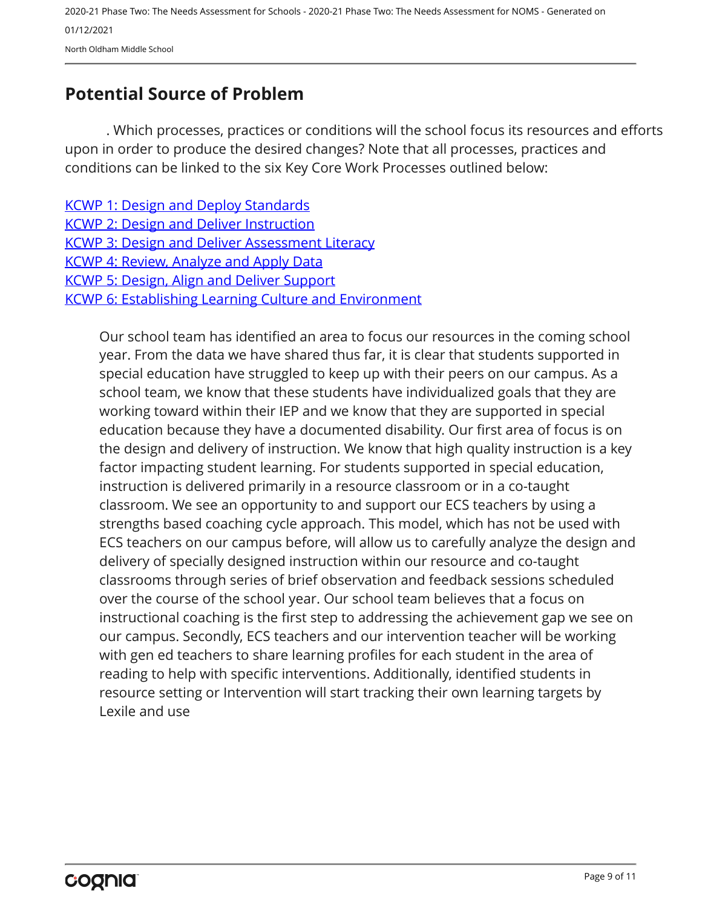## Potential Source of Problem

. Which processes, practices or conditions will the school focus its resources and efforts upon in order to produce the desired changes? Note that all processes, practices and conditions can be linked to the six Key Core Work Processes outlined below:

KCWP 1: Design and Deploy Standards
KCWP 2: Design and Deliver Instruction
KCWP 3: Design and Deliver Assessment Literacy
KCWP 4: Review, Analyze and Apply Data
KCWP 5: Design, Align and Deliver Support
KCWP 6: Establishing Learning Culture and Environment

Our school team has identified an area to focus our resources in the coming school year. From the data we have shared thus far, it is clear that students supported in special education have struggled to keep up with their peers on our campus. As a school team, we know that these students have individualized goals that they are working toward within their IEP and we know that they are supported in special education because they have a documented disability. Our first area of focus is on the design and delivery of instruction. We know that high quality instruction is a key factor impacting student learning. For students supported in special education, instruction is delivered primarily in a resource classroom or in a co-taught classroom. We see an opportunity to and support our ECS teachers by using a strengths based coaching cycle approach. This model, which has not be used with ECS teachers on our campus before, will allow us to carefully analyze the design and delivery of specially designed instruction within our resource and co-taught classrooms through series of brief observation and feedback sessions scheduled over the course of the school year. Our school team believes that a focus on instructional coaching is the first step to addressing the achievement gap we see on our campus. Secondly, ECS teachers and our intervention teacher will be working with gen ed teachers to share learning profiles for each student in the area of reading to help with specific interventions. Additionally, identified students in resource setting or Intervention will start tracking their own learning targets by Lexile and use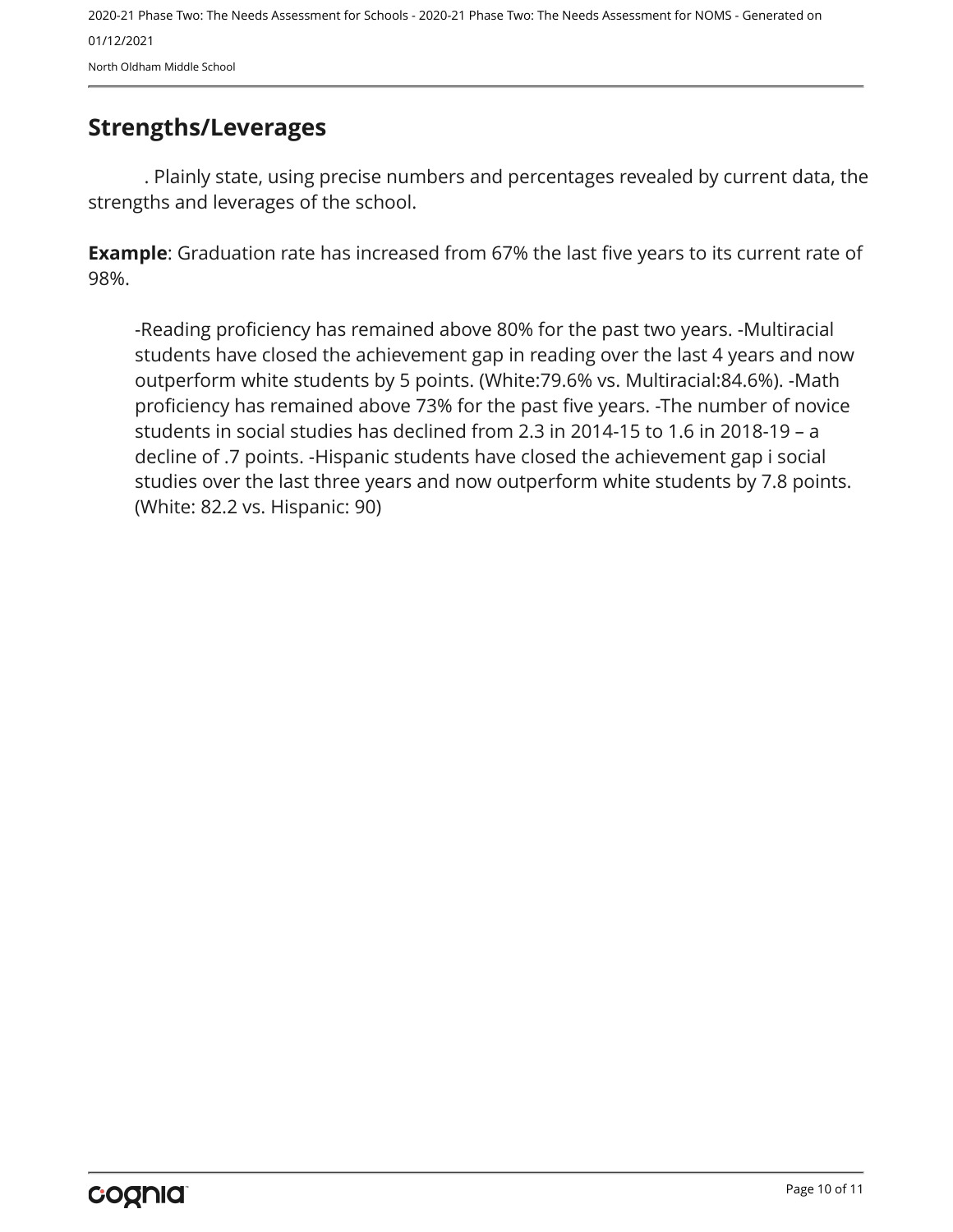## Strengths/Leverages

. Plainly state, using precise numbers and percentages revealed by current data, the strengths and leverages of the school.

**Example**: Graduation rate has increased from 67% the last five years to its current rate of 98%.

-Reading proficiency has remained above 80% for the past two years. -Multiracial students have closed the achievement gap in reading over the last 4 years and now outperform white students by 5 points. (White:79.6% vs. Multiracial:84.6%). -Math proficiency has remained above 73% for the past five years. -The number of novice students in social studies has declined from 2.3 in 2014-15 to 1.6 in 2018-19 – a decline of .7 points. -Hispanic students have closed the achievement gap i social studies over the last three years and now outperform white students by 7.8 points. (White: 82.2 vs. Hispanic: 90)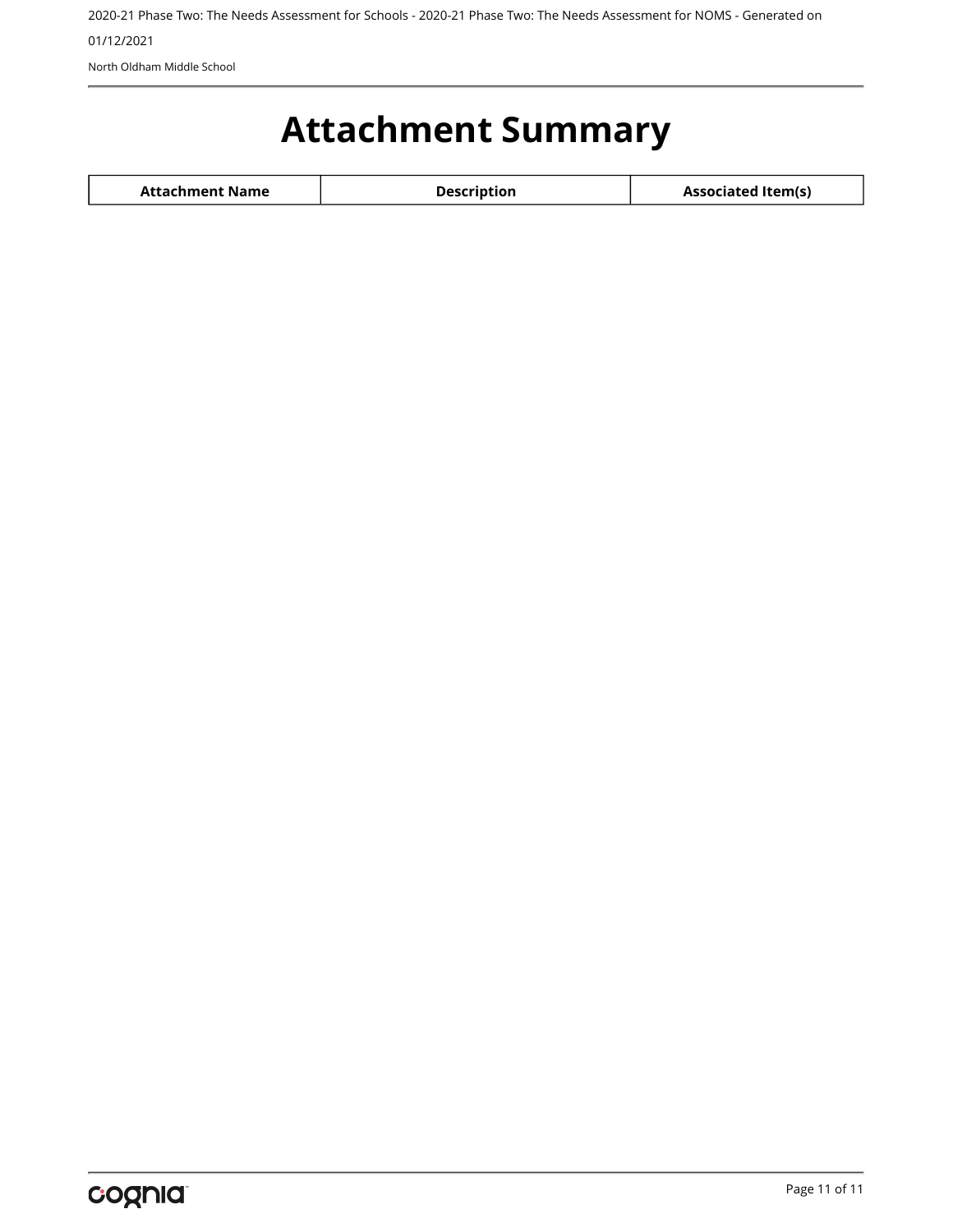# Attachment Summary

| Attachment Name | Description | Associated Item(s) |
| --- | --- | --- |